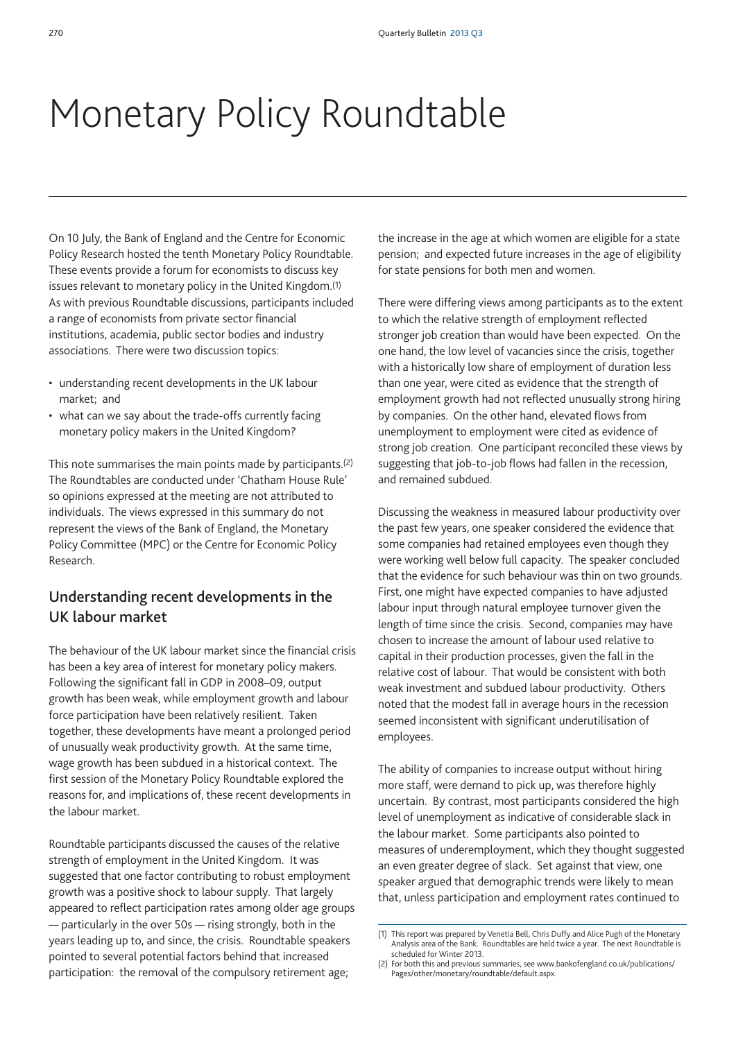# Monetary Policy Roundtable

On 10 July, the Bank of England and the Centre for Economic Policy Research hosted the tenth Monetary Policy Roundtable. These events provide a forum for economists to discuss key issues relevant to monetary policy in the United Kingdom.(1) As with previous Roundtable discussions, participants included a range of economists from private sector financial institutions, academia, public sector bodies and industry associations. There were two discussion topics:

- understanding recent developments in the UK labour market; and
- what can we say about the trade-offs currently facing monetary policy makers in the United Kingdom?

This note summarises the main points made by participants.(2) The Roundtables are conducted under 'Chatham House Rule' so opinions expressed at the meeting are not attributed to individuals. The views expressed in this summary do not represent the views of the Bank of England, the Monetary Policy Committee (MPC) or the Centre for Economic Policy Research.

## Understanding recent developments in the UK labour market

The behaviour of the UK labour market since the financial crisis has been a key area of interest for monetary policy makers. Following the significant fall in GDP in 2008–09, output growth has been weak, while employment growth and labour force participation have been relatively resilient. Taken together, these developments have meant a prolonged period of unusually weak productivity growth. At the same time, wage growth has been subdued in a historical context. The first session of the Monetary Policy Roundtable explored the reasons for, and implications of, these recent developments in the labour market.

Roundtable participants discussed the causes of the relative strength of employment in the United Kingdom. It was suggested that one factor contributing to robust employment growth was a positive shock to labour supply. That largely appeared to reflect participation rates among older age groups — particularly in the over 50s — rising strongly, both in the years leading up to, and since, the crisis. Roundtable speakers pointed to several potential factors behind that increased participation: the removal of the compulsory retirement age; the increase in the age at which women are eligible for a state pension; and expected future increases in the age of eligibility for state pensions for both men and women.

There were differing views among participants as to the extent to which the relative strength of employment reflected stronger job creation than would have been expected. On the one hand, the low level of vacancies since the crisis, together with a historically low share of employment of duration less than one year, were cited as evidence that the strength of employment growth had not reflected unusually strong hiring by companies. On the other hand, elevated flows from unemployment to employment were cited as evidence of strong job creation. One participant reconciled these views by suggesting that job-to-job flows had fallen in the recession, and remained subdued.

Discussing the weakness in measured labour productivity over the past few years, one speaker considered the evidence that some companies had retained employees even though they were working well below full capacity. The speaker concluded that the evidence for such behaviour was thin on two grounds. First, one might have expected companies to have adjusted labour input through natural employee turnover given the length of time since the crisis. Second, companies may have chosen to increase the amount of labour used relative to capital in their production processes, given the fall in the relative cost of labour. That would be consistent with both weak investment and subdued labour productivity. Others noted that the modest fall in average hours in the recession seemed inconsistent with significant underutilisation of employees.

The ability of companies to increase output without hiring more staff, were demand to pick up, was therefore highly uncertain. By contrast, most participants considered the high level of unemployment as indicative of considerable slack in the labour market. Some participants also pointed to measures of underemployment, which they thought suggested an even greater degree of slack. Set against that view, one speaker argued that demographic trends were likely to mean that, unless participation and employment rates continued to

(1) This report was prepared by Venetia Bell, Chris Duffy and Alice Pugh of the Monetary Analysis area of the Bank. Roundtables are held twice a year. The next Roundtable is scheduled for Winter 2013.

(2) For both this and previous summaries, see www.bankofengland.co.uk/publications/Pages/other/monetary/roundtable/default.aspx.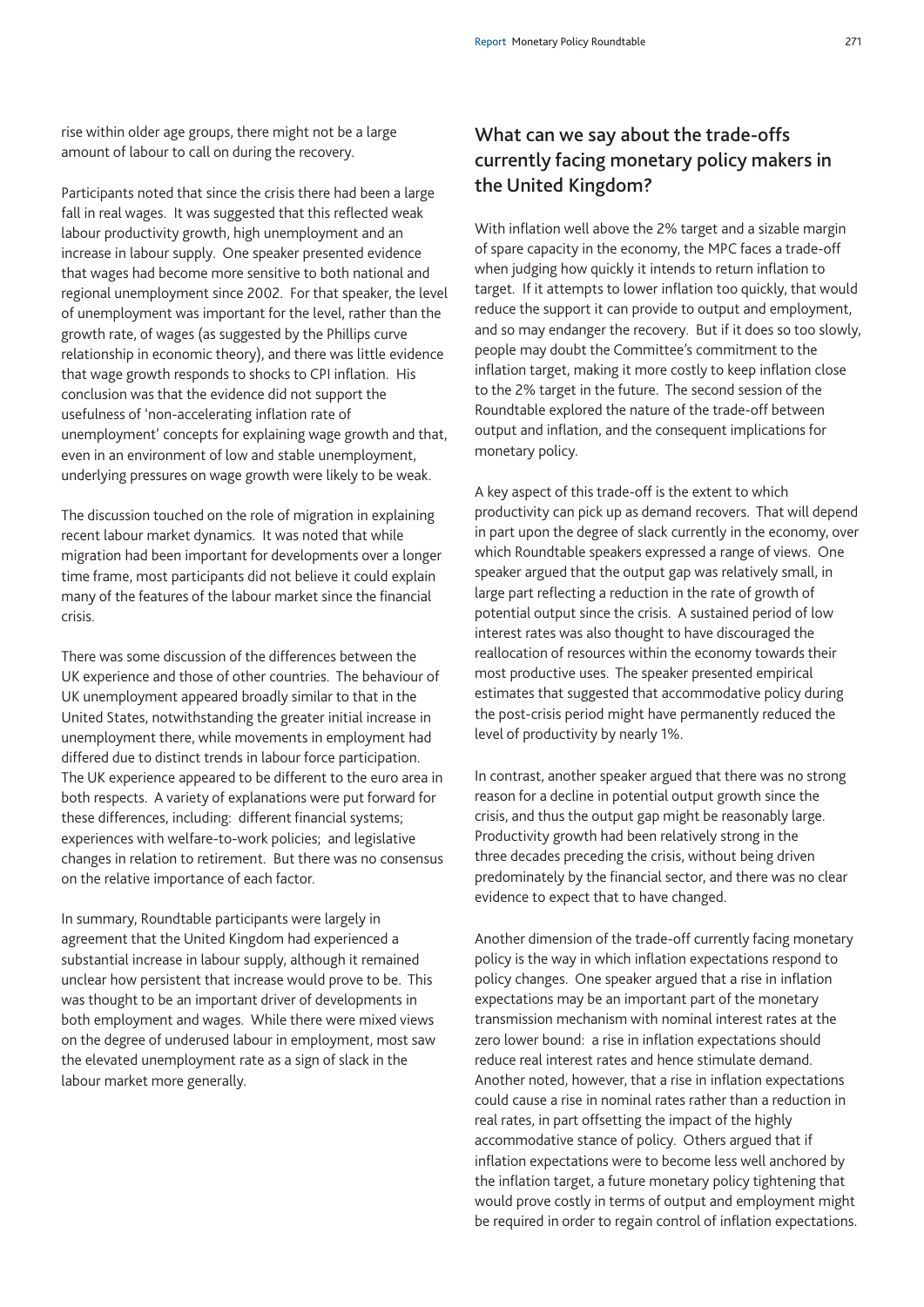rise within older age groups, there might not be a large amount of labour to call on during the recovery.

Participants noted that since the crisis there had been a large fall in real wages. It was suggested that this reflected weak labour productivity growth, high unemployment and an increase in labour supply. One speaker presented evidence that wages had become more sensitive to both national and regional unemployment since 2002. For that speaker, the level of unemployment was important for the level, rather than the growth rate, of wages (as suggested by the Phillips curve relationship in economic theory), and there was little evidence that wage growth responds to shocks to CPI inflation. His conclusion was that the evidence did not support the usefulness of 'non-accelerating inflation rate of unemployment' concepts for explaining wage growth and that, even in an environment of low and stable unemployment, underlying pressures on wage growth were likely to be weak.

The discussion touched on the role of migration in explaining recent labour market dynamics. It was noted that while migration had been important for developments over a longer time frame, most participants did not believe it could explain many of the features of the labour market since the financial crisis.

There was some discussion of the differences between the UK experience and those of other countries. The behaviour of UK unemployment appeared broadly similar to that in the United States, notwithstanding the greater initial increase in unemployment there, while movements in employment had differed due to distinct trends in labour force participation. The UK experience appeared to be different to the euro area in both respects. A variety of explanations were put forward for these differences, including: different financial systems; experiences with welfare-to-work policies; and legislative changes in relation to retirement. But there was no consensus on the relative importance of each factor.

In summary, Roundtable participants were largely in agreement that the United Kingdom had experienced a substantial increase in labour supply, although it remained unclear how persistent that increase would prove to be. This was thought to be an important driver of developments in both employment and wages. While there were mixed views on the degree of underused labour in employment, most saw the elevated unemployment rate as a sign of slack in the labour market more generally.

## What can we say about the trade-offs currently facing monetary policy makers in the United Kingdom?

With inflation well above the 2% target and a sizable margin of spare capacity in the economy, the MPC faces a trade-off when judging how quickly it intends to return inflation to target. If it attempts to lower inflation too quickly, that would reduce the support it can provide to output and employment, and so may endanger the recovery. But if it does so too slowly, people may doubt the Committee's commitment to the inflation target, making it more costly to keep inflation close to the 2% target in the future. The second session of the Roundtable explored the nature of the trade-off between output and inflation, and the consequent implications for monetary policy.

A key aspect of this trade-off is the extent to which productivity can pick up as demand recovers. That will depend in part upon the degree of slack currently in the economy, over which Roundtable speakers expressed a range of views. One speaker argued that the output gap was relatively small, in large part reflecting a reduction in the rate of growth of potential output since the crisis. A sustained period of low interest rates was also thought to have discouraged the reallocation of resources within the economy towards their most productive uses. The speaker presented empirical estimates that suggested that accommodative policy during the post-crisis period might have permanently reduced the level of productivity by nearly 1%.

In contrast, another speaker argued that there was no strong reason for a decline in potential output growth since the crisis, and thus the output gap might be reasonably large. Productivity growth had been relatively strong in the three decades preceding the crisis, without being driven predominately by the financial sector, and there was no clear evidence to expect that to have changed.

Another dimension of the trade-off currently facing monetary policy is the way in which inflation expectations respond to policy changes. One speaker argued that a rise in inflation expectations may be an important part of the monetary transmission mechanism with nominal interest rates at the zero lower bound: a rise in inflation expectations should reduce real interest rates and hence stimulate demand. Another noted, however, that a rise in inflation expectations could cause a rise in nominal rates rather than a reduction in real rates, in part offsetting the impact of the highly accommodative stance of policy. Others argued that if inflation expectations were to become less well anchored by the inflation target, a future monetary policy tightening that would prove costly in terms of output and employment might be required in order to regain control of inflation expectations.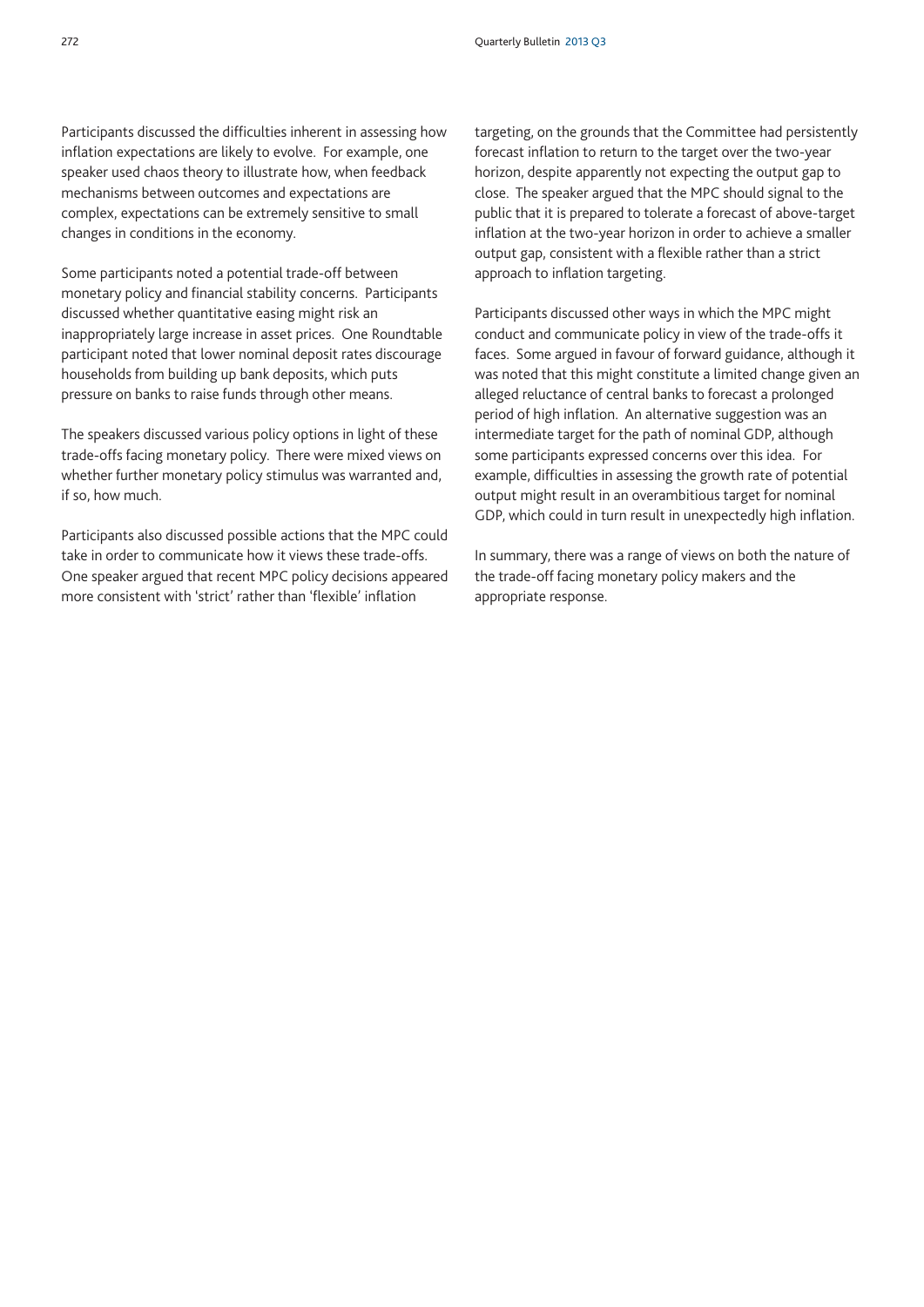Participants discussed the difficulties inherent in assessing how inflation expectations are likely to evolve. For example, one speaker used chaos theory to illustrate how, when feedback mechanisms between outcomes and expectations are complex, expectations can be extremely sensitive to small changes in conditions in the economy.

Some participants noted a potential trade-off between monetary policy and financial stability concerns. Participants discussed whether quantitative easing might risk an inappropriately large increase in asset prices. One Roundtable participant noted that lower nominal deposit rates discourage households from building up bank deposits, which puts pressure on banks to raise funds through other means.

The speakers discussed various policy options in light of these trade-offs facing monetary policy. There were mixed views on whether further monetary policy stimulus was warranted and, if so, how much.

Participants also discussed possible actions that the MPC could take in order to communicate how it views these trade-offs. One speaker argued that recent MPC policy decisions appeared more consistent with 'strict' rather than 'flexible' inflation targeting, on the grounds that the Committee had persistently forecast inflation to return to the target over the two-year horizon, despite apparently not expecting the output gap to close. The speaker argued that the MPC should signal to the public that it is prepared to tolerate a forecast of above-target inflation at the two-year horizon in order to achieve a smaller output gap, consistent with a flexible rather than a strict approach to inflation targeting.

Participants discussed other ways in which the MPC might conduct and communicate policy in view of the trade-offs it faces. Some argued in favour of forward guidance, although it was noted that this might constitute a limited change given an alleged reluctance of central banks to forecast a prolonged period of high inflation. An alternative suggestion was an intermediate target for the path of nominal GDP, although some participants expressed concerns over this idea. For example, difficulties in assessing the growth rate of potential output might result in an overambitious target for nominal GDP, which could in turn result in unexpectedly high inflation.

In summary, there was a range of views on both the nature of the trade-off facing monetary policy makers and the appropriate response.